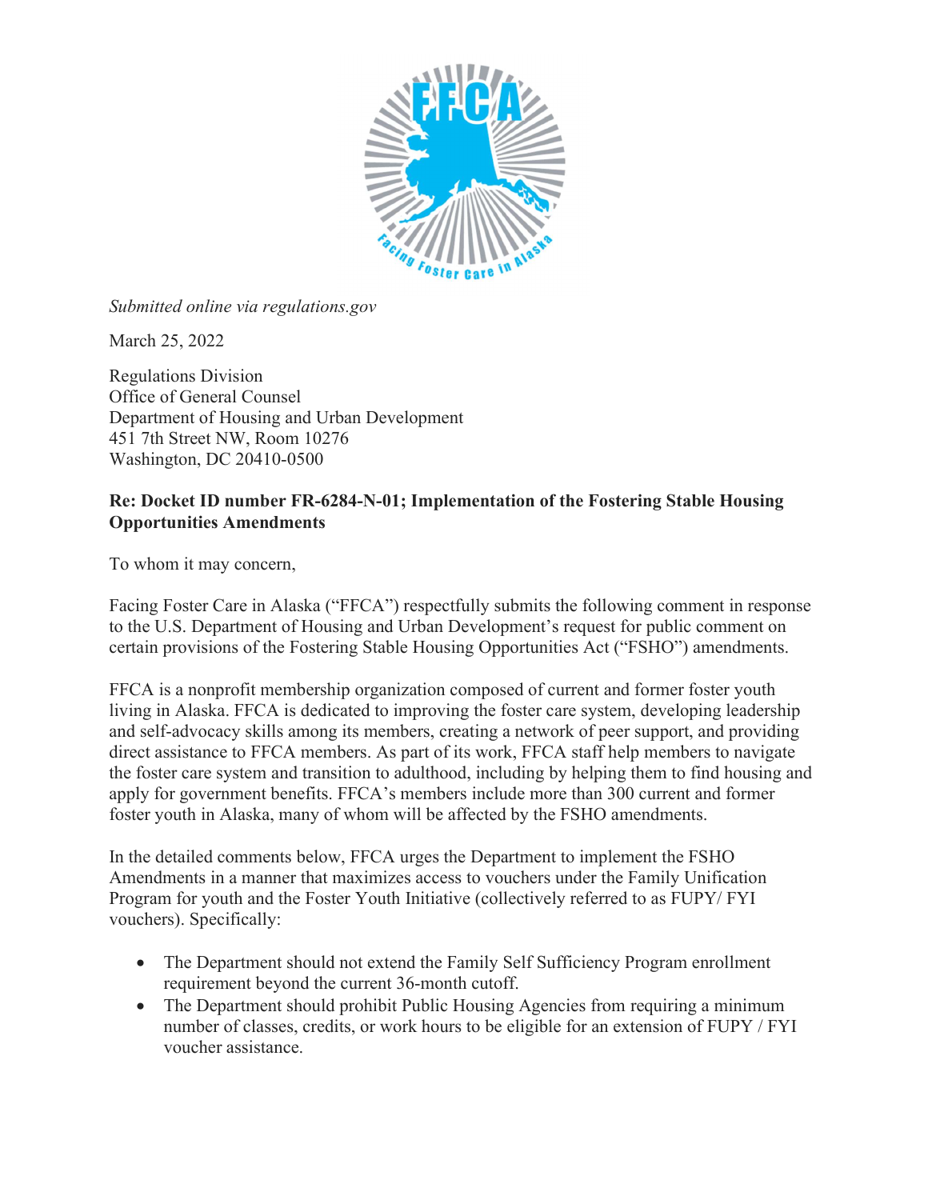*Submitted online via regulations.gov*

March 25, 2022

Regulations Division
Office of General Counsel
Department of Housing and Urban Development
451 7th Street NW, Room 10276
Washington, DC 20410-0500

**Re: Docket ID number FR-6284-N-01; Implementation of the Fostering Stable Housing Opportunities Amendments**

To whom it may concern,

Facing Foster Care in Alaska ("FFCA") respectfully submits the following comment in response to the U.S. Department of Housing and Urban Development's request for public comment on certain provisions of the Fostering Stable Housing Opportunities Act ("FSHO") amendments.

FFCA is a nonprofit membership organization composed of current and former foster youth living in Alaska. FFCA is dedicated to improving the foster care system, developing leadership and self-advocacy skills among its members, creating a network of peer support, and providing direct assistance to FFCA members. As part of its work, FFCA staff help members to navigate the foster care system and transition to adulthood, including by helping them to find housing and apply for government benefits. FFCA's members include more than 300 current and former foster youth in Alaska, many of whom will be affected by the FSHO amendments.

In the detailed comments below, FFCA urges the Department to implement the FSHO Amendments in a manner that maximizes access to vouchers under the Family Unification Program for youth and the Foster Youth Initiative (collectively referred to as FUPY/ FYI vouchers). Specifically:

- The Department should not extend the Family Self Sufficiency Program enrollment requirement beyond the current 36-month cutoff.
- The Department should prohibit Public Housing Agencies from requiring a minimum number of classes, credits, or work hours to be eligible for an extension of FUPY / FYI voucher assistance.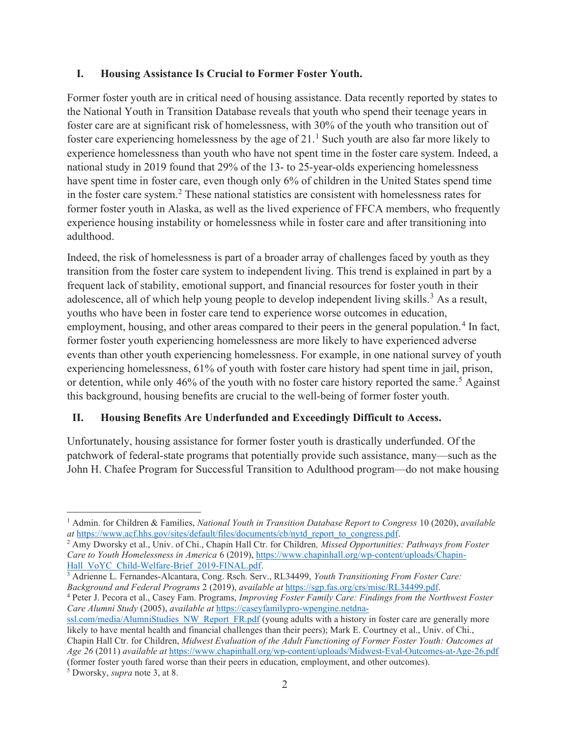## I. Housing Assistance Is Crucial to Former Foster Youth.

Former foster youth are in critical need of housing assistance. Data recently reported by states to the National Youth in Transition Database reveals that youth who spend their teenage years in foster care are at significant risk of homelessness, with 30% of the youth who transition out of foster care experiencing homelessness by the age of 21.[1] Such youth are also far more likely to experience homelessness than youth who have not spent time in the foster care system. Indeed, a national study in 2019 found that 29% of the 13- to 25-year-olds experiencing homelessness have spent time in foster care, even though only 6% of children in the United States spend time in the foster care system.[2] These national statistics are consistent with homelessness rates for former foster youth in Alaska, as well as the lived experience of FFCA members, who frequently experience housing instability or homelessness while in foster care and after transitioning into adulthood.

Indeed, the risk of homelessness is part of a broader array of challenges faced by youth as they transition from the foster care system to independent living. This trend is explained in part by a frequent lack of stability, emotional support, and financial resources for foster youth in their adolescence, all of which help young people to develop independent living skills.[3] As a result, youths who have been in foster care tend to experience worse outcomes in education, employment, housing, and other areas compared to their peers in the general population.[4] In fact, former foster youth experiencing homelessness are more likely to have experienced adverse events than other youth experiencing homelessness. For example, in one national survey of youth experiencing homelessness, 61% of youth with foster care history had spent time in jail, prison, or detention, while only 46% of the youth with no foster care history reported the same.[5] Against this background, housing benefits are crucial to the well-being of former foster youth.

## II. Housing Benefits Are Underfunded and Exceedingly Difficult to Access.

Unfortunately, housing assistance for former foster youth is drastically underfunded. Of the patchwork of federal-state programs that potentially provide such assistance, many—such as the John H. Chafee Program for Successful Transition to Adulthood program—do not make housing

---

[1] Admin. for Children & Families, *National Youth in Transition Database Report to Congress* 10 (2020), *available at* https://www.acf.hhs.gov/sites/default/files/documents/cb/nytd_report_to_congress.pdf.

[2] Amy Dworsky et al., Univ. of Chi., Chapin Hall Ctr. for Children*, Missed Opportunities: Pathways from Foster Care to Youth Homelessness in America* 6 (2019), https://www.chapinhall.org/wp-content/uploads/Chapin-Hall_VoYC_Child-Welfare-Brief_2019-FINAL.pdf.

[3] Adrienne L. Fernandes-Alcantara, Cong. Rsch. Serv., RL34499, *Youth Transitioning From Foster Care: Background and Federal Programs* 2 (2019), *available at* https://sgp.fas.org/crs/misc/RL34499.pdf.

[4] Peter J. Pecora et al., Casey Fam. Programs, *Improving Foster Family Care: Findings from the Northwest Foster Care Alumni Study* (2005), *available at* https://caseyfamilypro-wpengine.netdna-ssl.com/media/AlumniStudies_NW_Report_FR.pdf (young adults with a history in foster care are generally more likely to have mental health and financial challenges than their peers); Mark E. Courtney et al., Univ. of Chi., Chapin Hall Ctr. for Children, *Midwest Evaluation of the Adult Functioning of Former Foster Youth: Outcomes at Age 26* (2011) *available at* https://www.chapinhall.org/wp-content/uploads/Midwest-Eval-Outcomes-at-Age-26.pdf (former foster youth fared worse than their peers in education, employment, and other outcomes).

[5] Dworsky, *supra* note 3, at 8.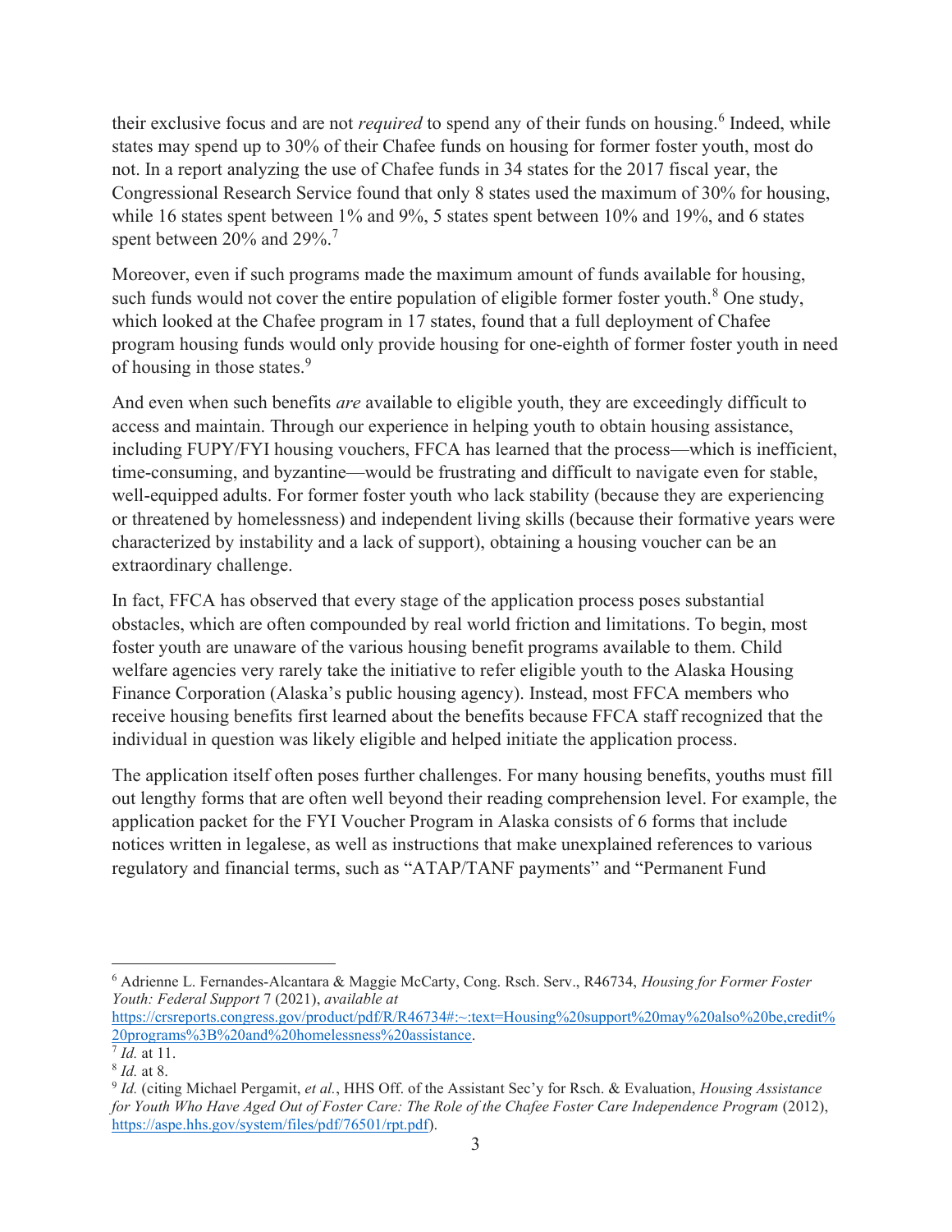their exclusive focus and are not *required* to spend any of their funds on housing.[6] Indeed, while states may spend up to 30% of their Chafee funds on housing for former foster youth, most do not. In a report analyzing the use of Chafee funds in 34 states for the 2017 fiscal year, the Congressional Research Service found that only 8 states used the maximum of 30% for housing, while 16 states spent between 1% and 9%, 5 states spent between 10% and 19%, and 6 states spent between 20% and 29%.[7]

Moreover, even if such programs made the maximum amount of funds available for housing, such funds would not cover the entire population of eligible former foster youth.[8] One study, which looked at the Chafee program in 17 states, found that a full deployment of Chafee program housing funds would only provide housing for one-eighth of former foster youth in need of housing in those states.[9]

And even when such benefits *are* available to eligible youth, they are exceedingly difficult to access and maintain. Through our experience in helping youth to obtain housing assistance, including FUPY/FYI housing vouchers, FFCA has learned that the process—which is inefficient, time-consuming, and byzantine—would be frustrating and difficult to navigate even for stable, well-equipped adults. For former foster youth who lack stability (because they are experiencing or threatened by homelessness) and independent living skills (because their formative years were characterized by instability and a lack of support), obtaining a housing voucher can be an extraordinary challenge.

In fact, FFCA has observed that every stage of the application process poses substantial obstacles, which are often compounded by real world friction and limitations. To begin, most foster youth are unaware of the various housing benefit programs available to them. Child welfare agencies very rarely take the initiative to refer eligible youth to the Alaska Housing Finance Corporation (Alaska's public housing agency). Instead, most FFCA members who receive housing benefits first learned about the benefits because FFCA staff recognized that the individual in question was likely eligible and helped initiate the application process.

The application itself often poses further challenges. For many housing benefits, youths must fill out lengthy forms that are often well beyond their reading comprehension level. For example, the application packet for the FYI Voucher Program in Alaska consists of 6 forms that include notices written in legalese, as well as instructions that make unexplained references to various regulatory and financial terms, such as "ATAP/TANF payments" and "Permanent Fund

---

[6] Adrienne L. Fernandes-Alcantara & Maggie McCarty, Cong. Rsch. Serv., R46734, *Housing for Former Foster Youth: Federal Support* 7 (2021), *available at* https://crsreports.congress.gov/product/pdf/R/R46734#:~:text=Housing%20support%20may%20also%20be,credit%20programs%3B%20and%20homelessness%20assistance.

[7] *Id.* at 11.

[8] *Id.* at 8.

[9] *Id.* (citing Michael Pergamit, *et al.*, HHS Off. of the Assistant Sec'y for Rsch. & Evaluation, *Housing Assistance for Youth Who Have Aged Out of Foster Care: The Role of the Chafee Foster Care Independence Program* (2012), https://aspe.hhs.gov/system/files/pdf/76501/rpt.pdf).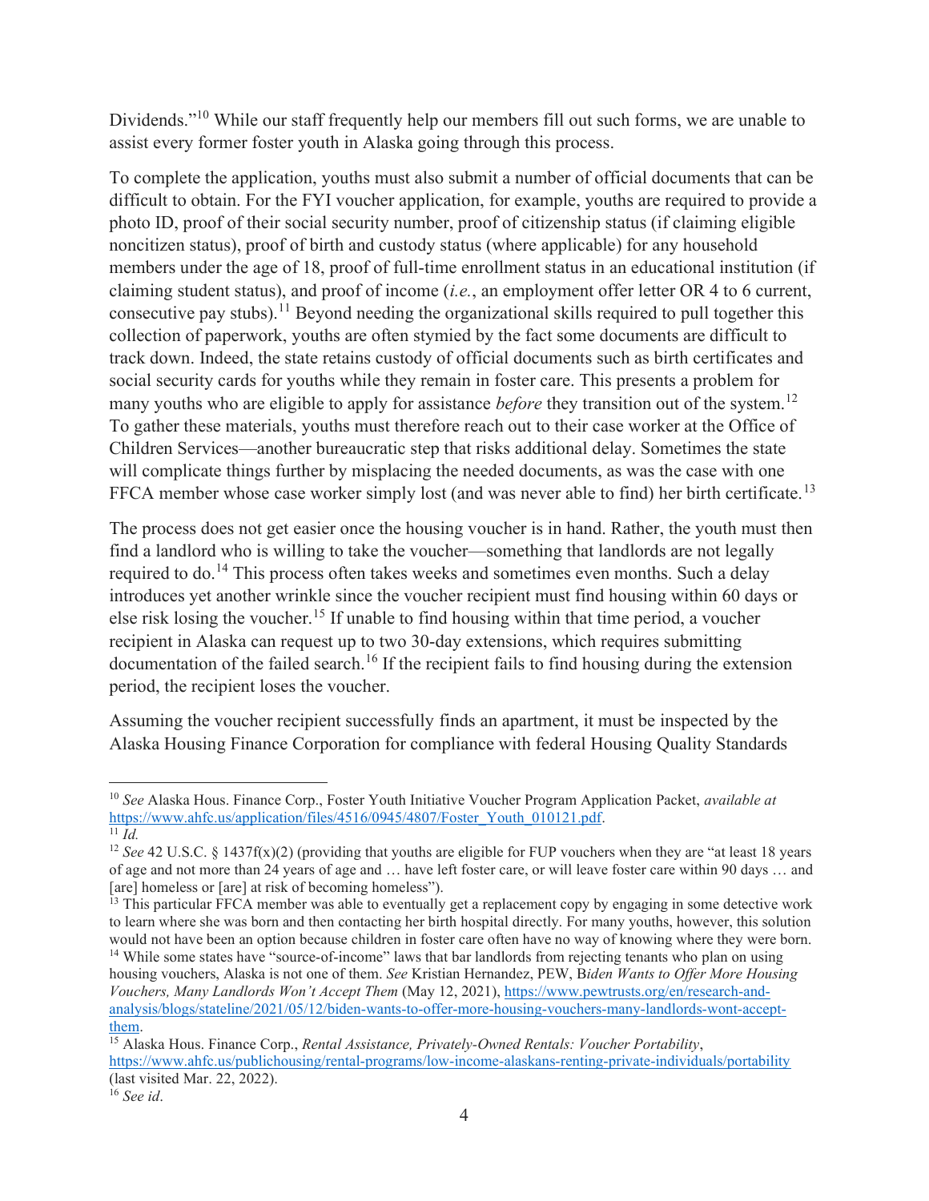Dividends."[10] While our staff frequently help our members fill out such forms, we are unable to assist every former foster youth in Alaska going through this process.

To complete the application, youths must also submit a number of official documents that can be difficult to obtain. For the FYI voucher application, for example, youths are required to provide a photo ID, proof of their social security number, proof of citizenship status (if claiming eligible noncitizen status), proof of birth and custody status (where applicable) for any household members under the age of 18, proof of full-time enrollment status in an educational institution (if claiming student status), and proof of income (*i.e.*, an employment offer letter OR 4 to 6 current, consecutive pay stubs).[11] Beyond needing the organizational skills required to pull together this collection of paperwork, youths are often stymied by the fact some documents are difficult to track down. Indeed, the state retains custody of official documents such as birth certificates and social security cards for youths while they remain in foster care. This presents a problem for many youths who are eligible to apply for assistance *before* they transition out of the system.[12] To gather these materials, youths must therefore reach out to their case worker at the Office of Children Services—another bureaucratic step that risks additional delay. Sometimes the state will complicate things further by misplacing the needed documents, as was the case with one FFCA member whose case worker simply lost (and was never able to find) her birth certificate.[13]

The process does not get easier once the housing voucher is in hand. Rather, the youth must then find a landlord who is willing to take the voucher—something that landlords are not legally required to do.[14] This process often takes weeks and sometimes even months. Such a delay introduces yet another wrinkle since the voucher recipient must find housing within 60 days or else risk losing the voucher.[15] If unable to find housing within that time period, a voucher recipient in Alaska can request up to two 30-day extensions, which requires submitting documentation of the failed search.[16] If the recipient fails to find housing during the extension period, the recipient loses the voucher.

Assuming the voucher recipient successfully finds an apartment, it must be inspected by the Alaska Housing Finance Corporation for compliance with federal Housing Quality Standards

---

[10] *See* Alaska Hous. Finance Corp., Foster Youth Initiative Voucher Program Application Packet, *available at* https://www.ahfc.us/application/files/4516/0945/4807/Foster_Youth_010121.pdf.

[11] *Id.*

[12] *See* 42 U.S.C. § 1437f(x)(2) (providing that youths are eligible for FUP vouchers when they are "at least 18 years of age and not more than 24 years of age and … have left foster care, or will leave foster care within 90 days … and [are] homeless or [are] at risk of becoming homeless").

[13] This particular FFCA member was able to eventually get a replacement copy by engaging in some detective work to learn where she was born and then contacting her birth hospital directly. For many youths, however, this solution would not have been an option because children in foster care often have no way of knowing where they were born.

[14] While some states have "source-of-income" laws that bar landlords from rejecting tenants who plan on using housing vouchers, Alaska is not one of them. *See* Kristian Hernandez, PEW, B*iden Wants to Offer More Housing Vouchers, Many Landlords Won't Accept Them* (May 12, 2021), https://www.pewtrusts.org/en/research-and-analysis/blogs/stateline/2021/05/12/biden-wants-to-offer-more-housing-vouchers-many-landlords-wont-accept-them.

[15] Alaska Hous. Finance Corp., *Rental Assistance, Privately-Owned Rentals: Voucher Portability*, https://www.ahfc.us/publichousing/rental-programs/low-income-alaskans-renting-private-individuals/portability (last visited Mar. 22, 2022).

[16] *See id*.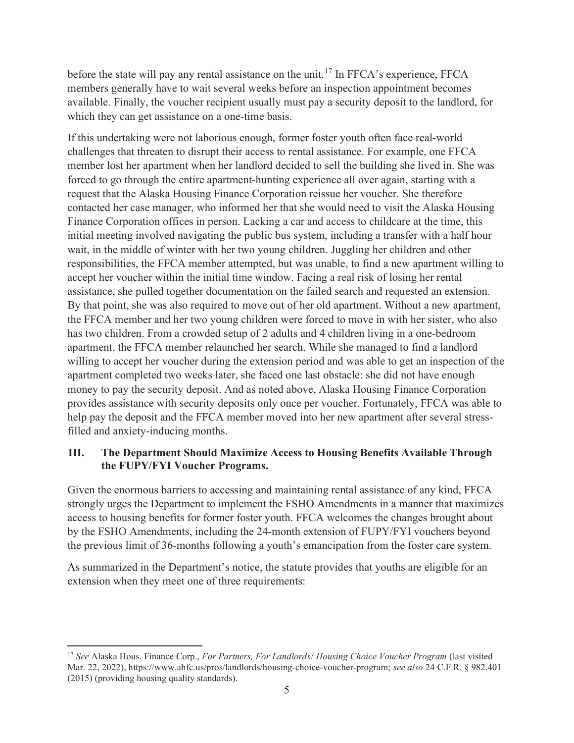before the state will pay any rental assistance on the unit.[17] In FFCA's experience, FFCA members generally have to wait several weeks before an inspection appointment becomes available. Finally, the voucher recipient usually must pay a security deposit to the landlord, for which they can get assistance on a one-time basis.

If this undertaking were not laborious enough, former foster youth often face real-world challenges that threaten to disrupt their access to rental assistance. For example, one FFCA member lost her apartment when her landlord decided to sell the building she lived in. She was forced to go through the entire apartment-hunting experience all over again, starting with a request that the Alaska Housing Finance Corporation reissue her voucher. She therefore contacted her case manager, who informed her that she would need to visit the Alaska Housing Finance Corporation offices in person. Lacking a car and access to childcare at the time, this initial meeting involved navigating the public bus system, including a transfer with a half hour wait, in the middle of winter with her two young children. Juggling her children and other responsibilities, the FFCA member attempted, but was unable, to find a new apartment willing to accept her voucher within the initial time window. Facing a real risk of losing her rental assistance, she pulled together documentation on the failed search and requested an extension. By that point, she was also required to move out of her old apartment. Without a new apartment, the FFCA member and her two young children were forced to move in with her sister, who also has two children. From a crowded setup of 2 adults and 4 children living in a one-bedroom apartment, the FFCA member relaunched her search. While she managed to find a landlord willing to accept her voucher during the extension period and was able to get an inspection of the apartment completed two weeks later, she faced one last obstacle: she did not have enough money to pay the security deposit. And as noted above, Alaska Housing Finance Corporation provides assistance with security deposits only once per voucher. Fortunately, FFCA was able to help pay the deposit and the FFCA member moved into her new apartment after several stress-filled and anxiety-inducing months.

## III. The Department Should Maximize Access to Housing Benefits Available Through the FUPY/FYI Voucher Programs.

Given the enormous barriers to accessing and maintaining rental assistance of any kind, FFCA strongly urges the Department to implement the FSHO Amendments in a manner that maximizes access to housing benefits for former foster youth. FFCA welcomes the changes brought about by the FSHO Amendments, including the 24-month extension of FUPY/FYI vouchers beyond the previous limit of 36-months following a youth's emancipation from the foster care system.

As summarized in the Department's notice, the statute provides that youths are eligible for an extension when they meet one of three requirements:

---

[17] *See* Alaska Hous. Finance Corp., *For Partners, For Landlords: Housing Choice Voucher Program* (last visited Mar. 22, 2022), https://www.ahfc.us/pros/landlords/housing-choice-voucher-program; *see also* 24 C.F.R. § 982.401 (2015) (providing housing quality standards).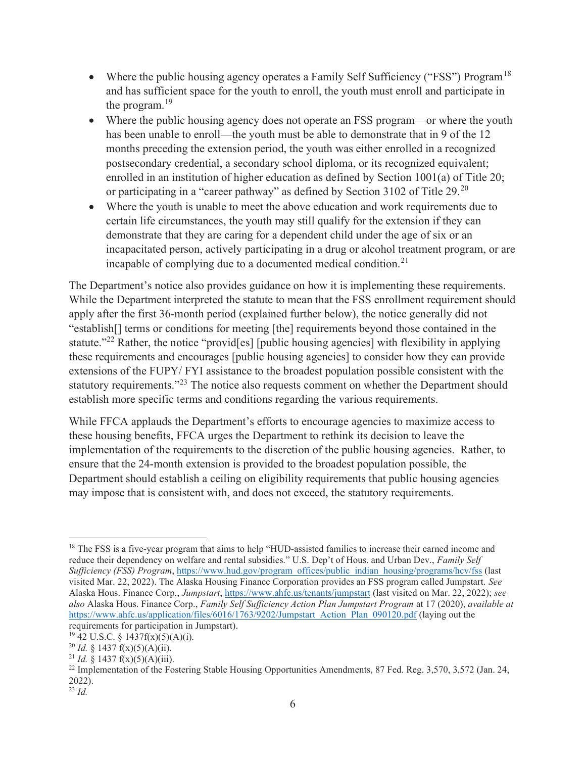- Where the public housing agency operates a Family Self Sufficiency ("FSS") Program[18] and has sufficient space for the youth to enroll, the youth must enroll and participate in the program.[19]
- Where the public housing agency does not operate an FSS program—or where the youth has been unable to enroll—the youth must be able to demonstrate that in 9 of the 12 months preceding the extension period, the youth was either enrolled in a recognized postsecondary credential, a secondary school diploma, or its recognized equivalent; enrolled in an institution of higher education as defined by Section 1001(a) of Title 20; or participating in a "career pathway" as defined by Section 3102 of Title 29.[20]
- Where the youth is unable to meet the above education and work requirements due to certain life circumstances, the youth may still qualify for the extension if they can demonstrate that they are caring for a dependent child under the age of six or an incapacitated person, actively participating in a drug or alcohol treatment program, or are incapable of complying due to a documented medical condition.[21]

The Department's notice also provides guidance on how it is implementing these requirements. While the Department interpreted the statute to mean that the FSS enrollment requirement should apply after the first 36-month period (explained further below), the notice generally did not "establish[] terms or conditions for meeting [the] requirements beyond those contained in the statute."[22] Rather, the notice "provid[es] [public housing agencies] with flexibility in applying these requirements and encourages [public housing agencies] to consider how they can provide extensions of the FUPY/ FYI assistance to the broadest population possible consistent with the statutory requirements."[23] The notice also requests comment on whether the Department should establish more specific terms and conditions regarding the various requirements.

While FFCA applauds the Department's efforts to encourage agencies to maximize access to these housing benefits, FFCA urges the Department to rethink its decision to leave the implementation of the requirements to the discretion of the public housing agencies. Rather, to ensure that the 24-month extension is provided to the broadest population possible, the Department should establish a ceiling on eligibility requirements that public housing agencies may impose that is consistent with, and does not exceed, the statutory requirements.

---

[18] The FSS is a five-year program that aims to help "HUD-assisted families to increase their earned income and reduce their dependency on welfare and rental subsidies." U.S. Dep't of Hous. and Urban Dev., *Family Self Sufficiency (FSS) Program*, https://www.hud.gov/program_offices/public_indian_housing/programs/hcv/fss (last visited Mar. 22, 2022). The Alaska Housing Finance Corporation provides an FSS program called Jumpstart. *See* Alaska Hous. Finance Corp., *Jumpstart*, https://www.ahfc.us/tenants/jumpstart (last visited on Mar. 22, 2022); *see also* Alaska Hous. Finance Corp., *Family Self Sufficiency Action Plan Jumpstart Program* at 17 (2020), *available at* https://www.ahfc.us/application/files/6016/1763/9202/Jumpstart_Action_Plan_090120.pdf (laying out the requirements for participation in Jumpstart).

[19] 42 U.S.C. § 1437f(x)(5)(A)(i).

[20] *Id.* § 1437 f(x)(5)(A)(ii).

[21] *Id.* § 1437 f(x)(5)(A)(iii).

[22] Implementation of the Fostering Stable Housing Opportunities Amendments, 87 Fed. Reg. 3,570, 3,572 (Jan. 24, 2022).

[23] *Id.*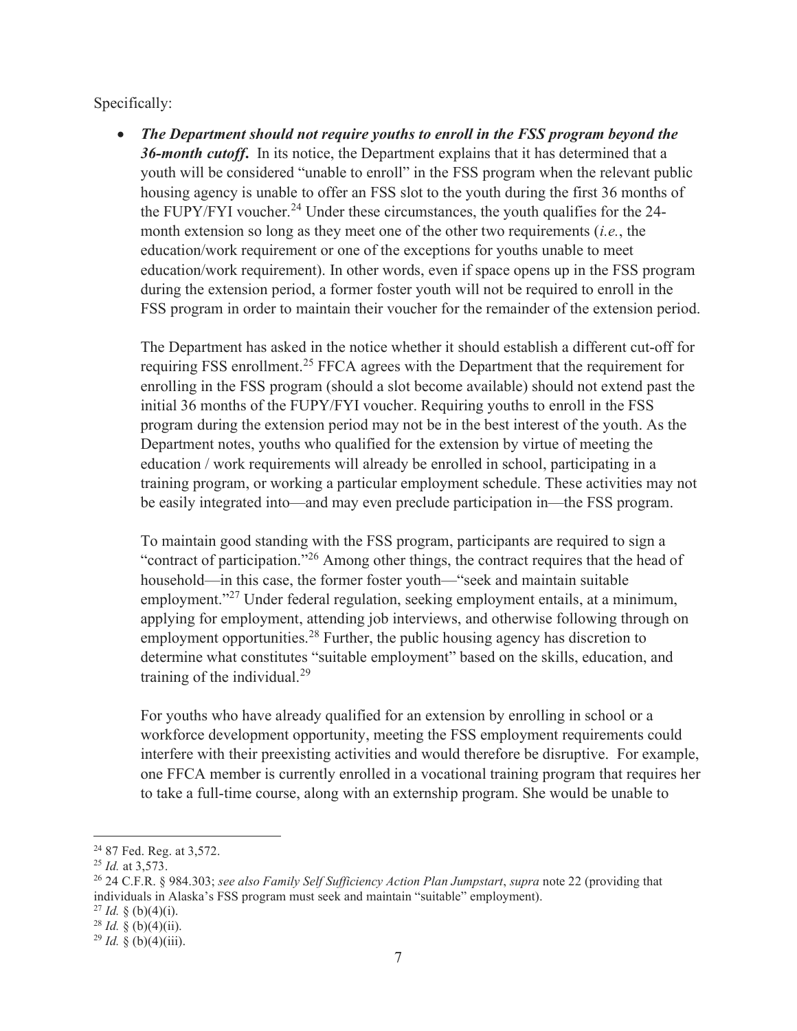Specifically:

- ***The Department should not require youths to enroll in the FSS program beyond the 36-month cutoff.*** In its notice, the Department explains that it has determined that a youth will be considered "unable to enroll" in the FSS program when the relevant public housing agency is unable to offer an FSS slot to the youth during the first 36 months of the FUPY/FYI voucher.[24] Under these circumstances, the youth qualifies for the 24-month extension so long as they meet one of the other two requirements (*i.e.*, the education/work requirement or one of the exceptions for youths unable to meet education/work requirement). In other words, even if space opens up in the FSS program during the extension period, a former foster youth will not be required to enroll in the FSS program in order to maintain their voucher for the remainder of the extension period.

  The Department has asked in the notice whether it should establish a different cut-off for requiring FSS enrollment.[25] FFCA agrees with the Department that the requirement for enrolling in the FSS program (should a slot become available) should not extend past the initial 36 months of the FUPY/FYI voucher. Requiring youths to enroll in the FSS program during the extension period may not be in the best interest of the youth. As the Department notes, youths who qualified for the extension by virtue of meeting the education / work requirements will already be enrolled in school, participating in a training program, or working a particular employment schedule. These activities may not be easily integrated into—and may even preclude participation in—the FSS program.

  To maintain good standing with the FSS program, participants are required to sign a "contract of participation."[26] Among other things, the contract requires that the head of household—in this case, the former foster youth—"seek and maintain suitable employment."[27] Under federal regulation, seeking employment entails, at a minimum, applying for employment, attending job interviews, and otherwise following through on employment opportunities.[28] Further, the public housing agency has discretion to determine what constitutes "suitable employment" based on the skills, education, and training of the individual.[29]

  For youths who have already qualified for an extension by enrolling in school or a workforce development opportunity, meeting the FSS employment requirements could interfere with their preexisting activities and would therefore be disruptive. For example, one FFCA member is currently enrolled in a vocational training program that requires her to take a full-time course, along with an externship program. She would be unable to

---

[24] 87 Fed. Reg. at 3,572.

[25] *Id.* at 3,573.

[26] 24 C.F.R. § 984.303; *see also Family Self Sufficiency Action Plan Jumpstart*, *supra* note 22 (providing that individuals in Alaska's FSS program must seek and maintain "suitable" employment).

[27] *Id.* § (b)(4)(i).

[28] *Id.* § (b)(4)(ii).

[29] *Id.* § (b)(4)(iii).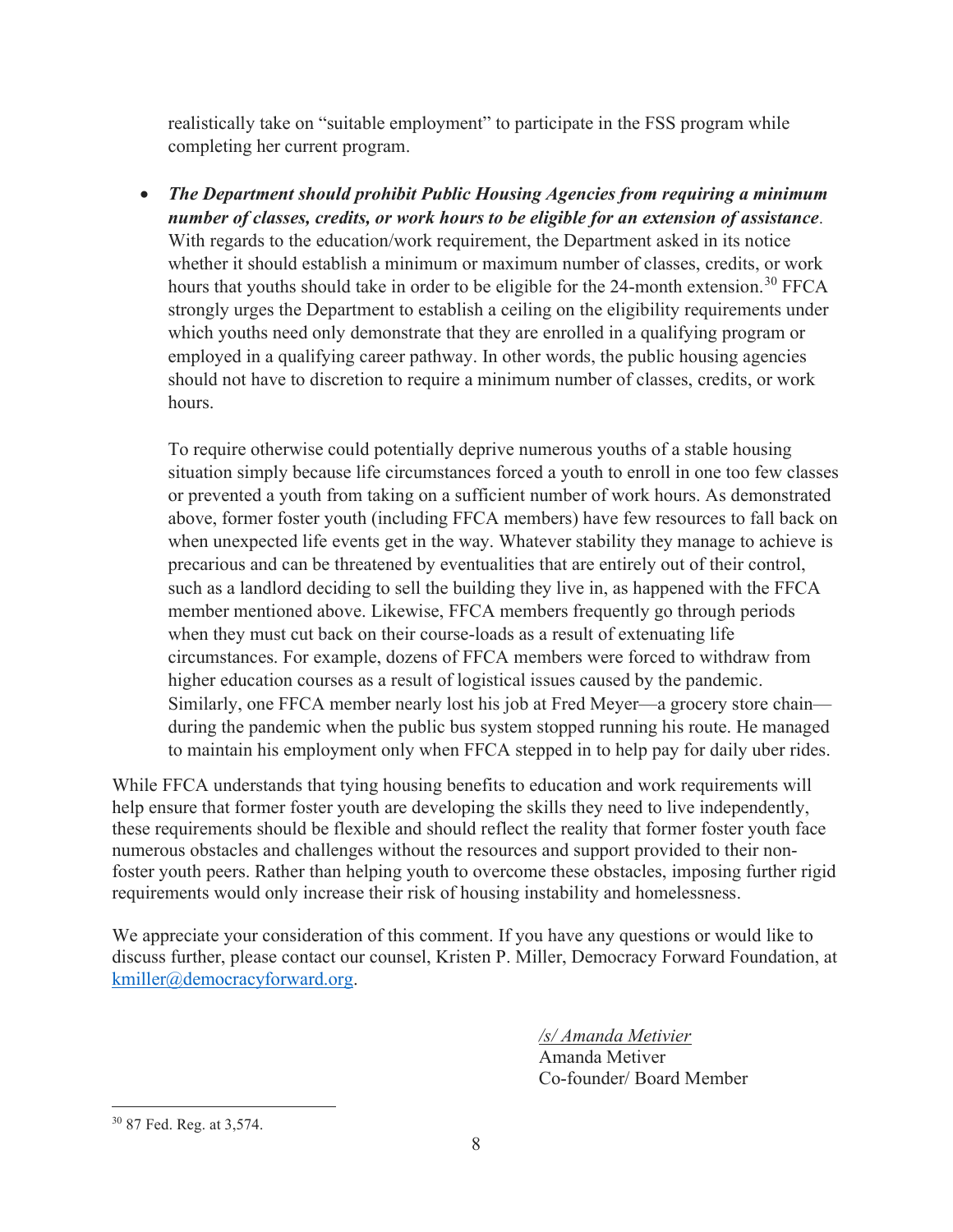realistically take on "suitable employment" to participate in the FSS program while completing her current program.

- ***The Department should prohibit Public Housing Agencies from requiring a minimum number of classes, credits, or work hours to be eligible for an extension of assistance***. With regards to the education/work requirement, the Department asked in its notice whether it should establish a minimum or maximum number of classes, credits, or work hours that youths should take in order to be eligible for the 24-month extension.[30] FFCA strongly urges the Department to establish a ceiling on the eligibility requirements under which youths need only demonstrate that they are enrolled in a qualifying program or employed in a qualifying career pathway. In other words, the public housing agencies should not have to discretion to require a minimum number of classes, credits, or work hours.

  To require otherwise could potentially deprive numerous youths of a stable housing situation simply because life circumstances forced a youth to enroll in one too few classes or prevented a youth from taking on a sufficient number of work hours. As demonstrated above, former foster youth (including FFCA members) have few resources to fall back on when unexpected life events get in the way. Whatever stability they manage to achieve is precarious and can be threatened by eventualities that are entirely out of their control, such as a landlord deciding to sell the building they live in, as happened with the FFCA member mentioned above. Likewise, FFCA members frequently go through periods when they must cut back on their course-loads as a result of extenuating life circumstances. For example, dozens of FFCA members were forced to withdraw from higher education courses as a result of logistical issues caused by the pandemic. Similarly, one FFCA member nearly lost his job at Fred Meyer—a grocery store chain—during the pandemic when the public bus system stopped running his route. He managed to maintain his employment only when FFCA stepped in to help pay for daily uber rides.

While FFCA understands that tying housing benefits to education and work requirements will help ensure that former foster youth are developing the skills they need to live independently, these requirements should be flexible and should reflect the reality that former foster youth face numerous obstacles and challenges without the resources and support provided to their non-foster youth peers. Rather than helping youth to overcome these obstacles, imposing further rigid requirements would only increase their risk of housing instability and homelessness.

We appreciate your consideration of this comment. If you have any questions or would like to discuss further, please contact our counsel, Kristen P. Miller, Democracy Forward Foundation, at kmiller@democracyforward.org.

*[/s/ Amanda Metivier]*
Amanda Metiver
Co-founder/ Board Member

---

[30] 87 Fed. Reg. at 3,574.